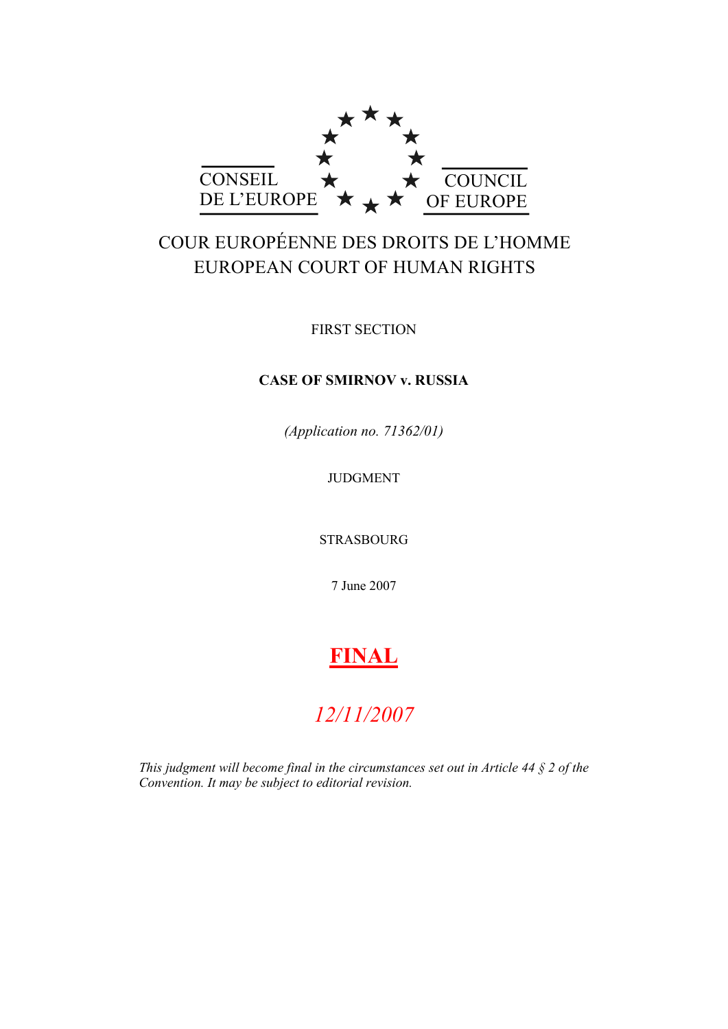CONSEIL DE L'EUROPE

COUNCIL OF EUROPE

COUR EUROPÉENNE DES DROITS DE L'HOMME
EUROPEAN COURT OF HUMAN RIGHTS

FIRST SECTION

**CASE OF SMIRNOV v. RUSSIA**

*(Application no. 71362/01)*

JUDGMENT

STRASBOURG

7 June 2007

**FINAL**

*12/11/2007*

*This judgment will become final in the circumstances set out in Article 44 § 2 of the Convention. It may be subject to editorial revision.*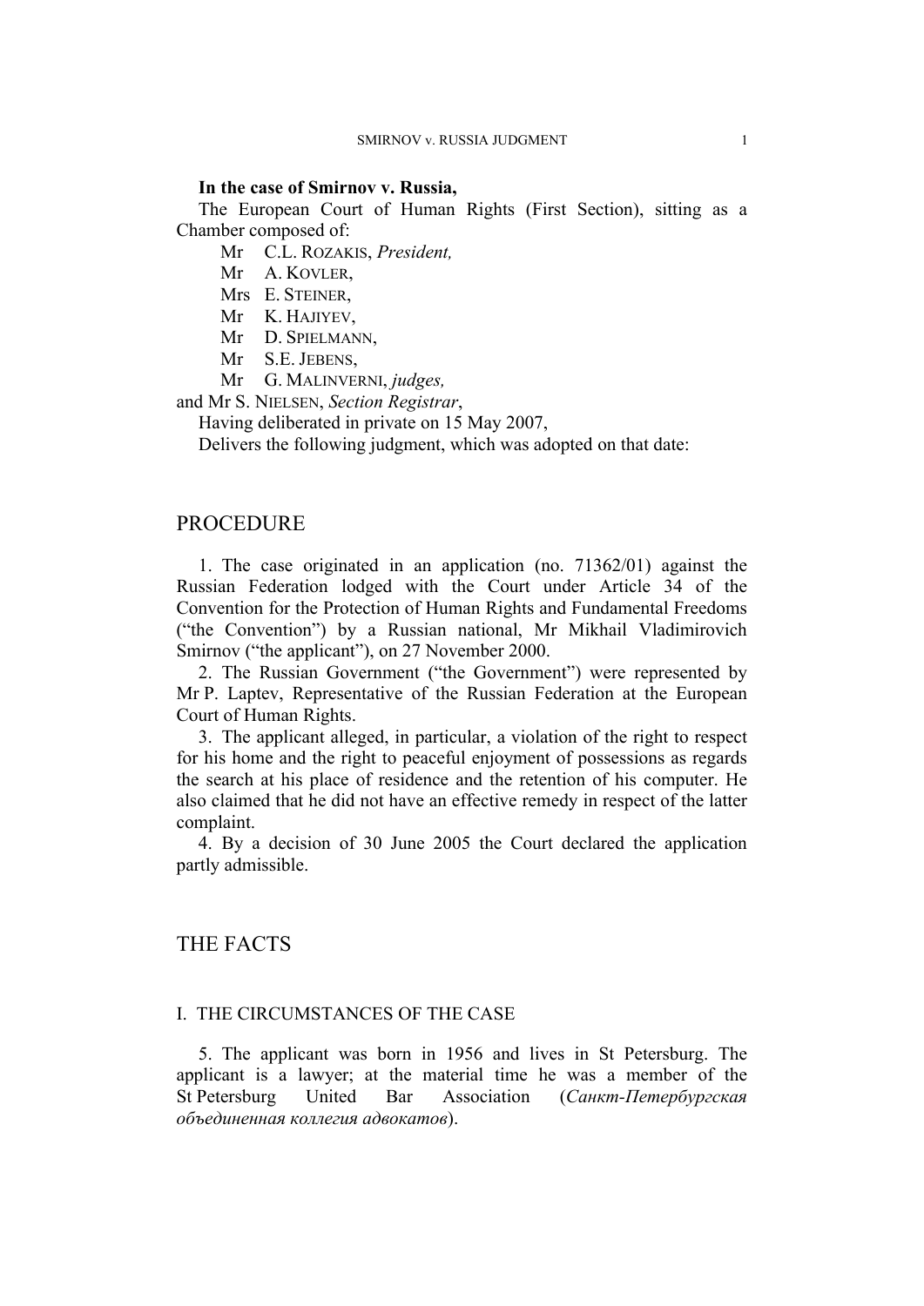**In the case of Smirnov v. Russia,**

The European Court of Human Rights (First Section), sitting as a Chamber composed of:

Mr C.L. Rozakis, *President,*
Mr A. Kovler,
Mrs E. Steiner,
Mr K. Hajiyev,
Mr D. Spielmann,
Mr S.E. Jebens,
Mr G. Malinverni, *judges,*
and Mr S. Nielsen, *Section Registrar*,

Having deliberated in private on 15 May 2007,

Delivers the following judgment, which was adopted on that date:

# PROCEDURE

1. The case originated in an application (no. 71362/01) against the Russian Federation lodged with the Court under Article 34 of the Convention for the Protection of Human Rights and Fundamental Freedoms ("the Convention") by a Russian national, Mr Mikhail Vladimirovich Smirnov ("the applicant"), on 27 November 2000.

2. The Russian Government ("the Government") were represented by Mr P. Laptev, Representative of the Russian Federation at the European Court of Human Rights.

3. The applicant alleged, in particular, a violation of the right to respect for his home and the right to peaceful enjoyment of possessions as regards the search at his place of residence and the retention of his computer. He also claimed that he did not have an effective remedy in respect of the latter complaint.

4. By a decision of 30 June 2005 the Court declared the application partly admissible.

# THE FACTS

## I. THE CIRCUMSTANCES OF THE CASE

5. The applicant was born in 1956 and lives in St Petersburg. The applicant is a lawyer; at the material time he was a member of the St Petersburg United Bar Association (*Санкт-Петербургская объединенная коллегия адвокатов*).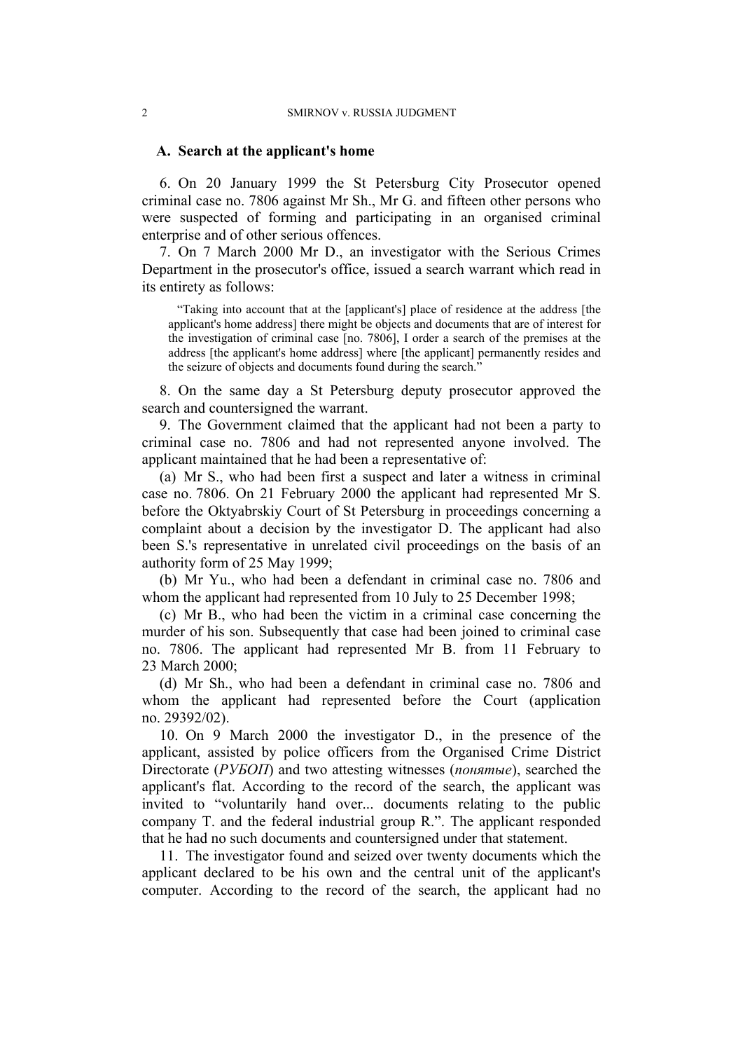### A. Search at the applicant's home

6. On 20 January 1999 the St Petersburg City Prosecutor opened criminal case no. 7806 against Mr Sh., Mr G. and fifteen other persons who were suspected of forming and participating in an organised criminal enterprise and of other serious offences.

7. On 7 March 2000 Mr D., an investigator with the Serious Crimes Department in the prosecutor's office, issued a search warrant which read in its entirety as follows:

> "Taking into account that at the [applicant's] place of residence at the address [the applicant's home address] there might be objects and documents that are of interest for the investigation of criminal case [no. 7806], I order a search of the premises at the address [the applicant's home address] where [the applicant] permanently resides and the seizure of objects and documents found during the search."

8. On the same day a St Petersburg deputy prosecutor approved the search and countersigned the warrant.

9. The Government claimed that the applicant had not been a party to criminal case no. 7806 and had not represented anyone involved. The applicant maintained that he had been a representative of:

(a) Mr S., who had been first a suspect and later a witness in criminal case no. 7806. On 21 February 2000 the applicant had represented Mr S. before the Oktyabrskiy Court of St Petersburg in proceedings concerning a complaint about a decision by the investigator D. The applicant had also been S.'s representative in unrelated civil proceedings on the basis of an authority form of 25 May 1999;

(b) Mr Yu., who had been a defendant in criminal case no. 7806 and whom the applicant had represented from 10 July to 25 December 1998;

(c) Mr B., who had been the victim in a criminal case concerning the murder of his son. Subsequently that case had been joined to criminal case no. 7806. The applicant had represented Mr B. from 11 February to 23 March 2000;

(d) Mr Sh., who had been a defendant in criminal case no. 7806 and whom the applicant had represented before the Court (application no. 29392/02).

10. On 9 March 2000 the investigator D., in the presence of the applicant, assisted by police officers from the Organised Crime District Directorate (*РУБОП*) and two attesting witnesses (*понятые*), searched the applicant's flat. According to the record of the search, the applicant was invited to "voluntarily hand over... documents relating to the public company T. and the federal industrial group R.". The applicant responded that he had no such documents and countersigned under that statement.

11. The investigator found and seized over twenty documents which the applicant declared to be his own and the central unit of the applicant's computer. According to the record of the search, the applicant had no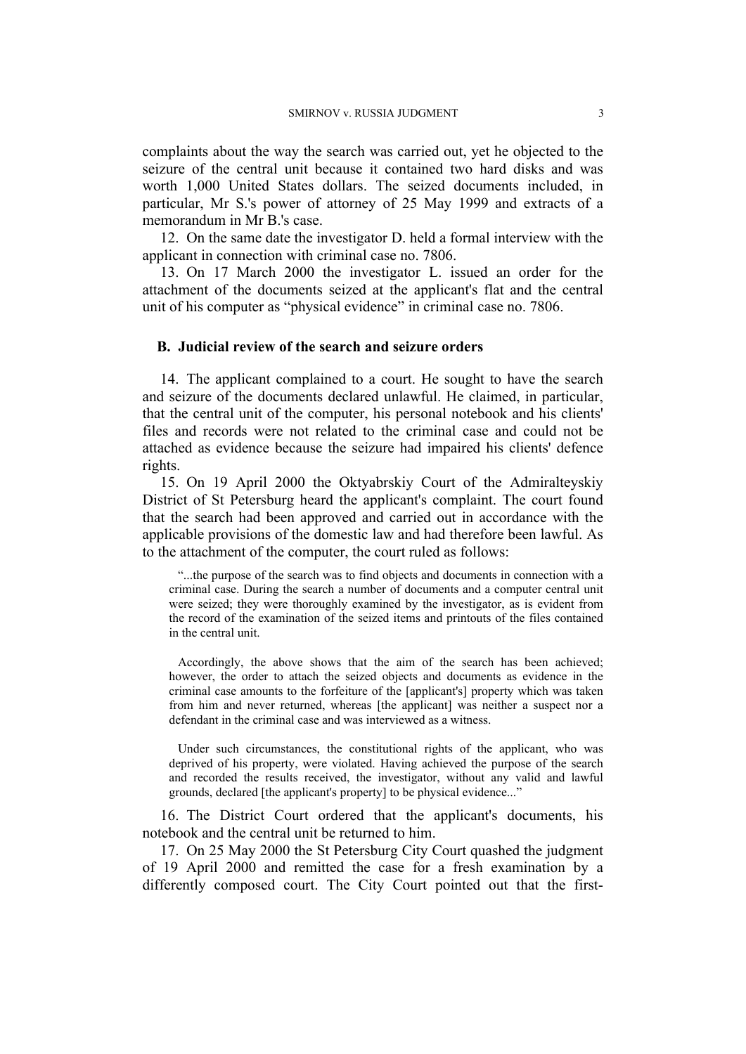complaints about the way the search was carried out, yet he objected to the seizure of the central unit because it contained two hard disks and was worth 1,000 United States dollars. The seized documents included, in particular, Mr S.'s power of attorney of 25 May 1999 and extracts of a memorandum in Mr B.'s case.

12. On the same date the investigator D. held a formal interview with the applicant in connection with criminal case no. 7806.

13. On 17 March 2000 the investigator L. issued an order for the attachment of the documents seized at the applicant's flat and the central unit of his computer as "physical evidence" in criminal case no. 7806.

## B. Judicial review of the search and seizure orders

14. The applicant complained to a court. He sought to have the search and seizure of the documents declared unlawful. He claimed, in particular, that the central unit of the computer, his personal notebook and his clients' files and records were not related to the criminal case and could not be attached as evidence because the seizure had impaired his clients' defence rights.

15. On 19 April 2000 the Oktyabrskiy Court of the Admiralteyskiy District of St Petersburg heard the applicant's complaint. The court found that the search had been approved and carried out in accordance with the applicable provisions of the domestic law and had therefore been lawful. As to the attachment of the computer, the court ruled as follows:

> "...the purpose of the search was to find objects and documents in connection with a criminal case. During the search a number of documents and a computer central unit were seized; they were thoroughly examined by the investigator, as is evident from the record of the examination of the seized items and printouts of the files contained in the central unit.
>
> Accordingly, the above shows that the aim of the search has been achieved; however, the order to attach the seized objects and documents as evidence in the criminal case amounts to the forfeiture of the [applicant's] property which was taken from him and never returned, whereas [the applicant] was neither a suspect nor a defendant in the criminal case and was interviewed as a witness.
>
> Under such circumstances, the constitutional rights of the applicant, who was deprived of his property, were violated. Having achieved the purpose of the search and recorded the results received, the investigator, without any valid and lawful grounds, declared [the applicant's property] to be physical evidence..."

16. The District Court ordered that the applicant's documents, his notebook and the central unit be returned to him.

17. On 25 May 2000 the St Petersburg City Court quashed the judgment of 19 April 2000 and remitted the case for a fresh examination by a differently composed court. The City Court pointed out that the first-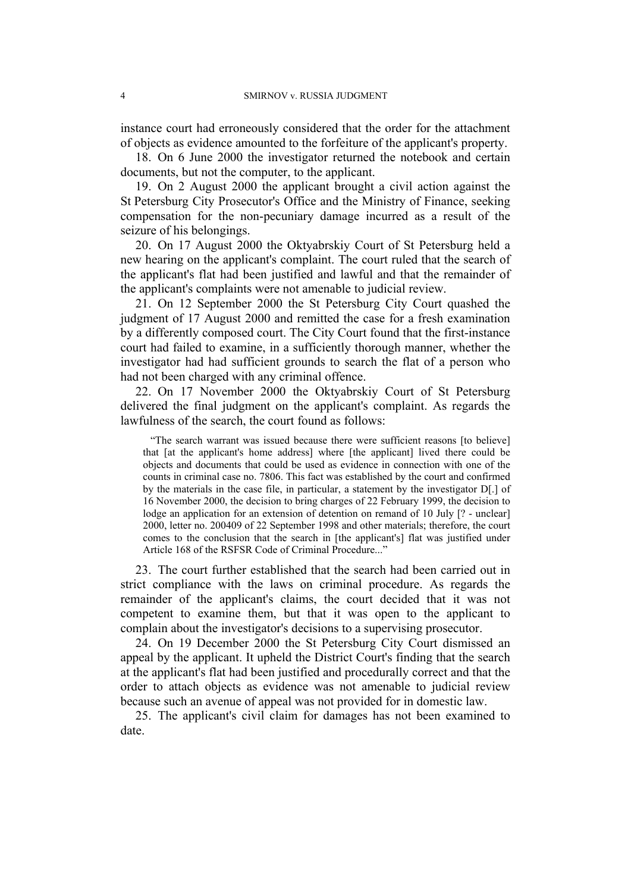instance court had erroneously considered that the order for the attachment of objects as evidence amounted to the forfeiture of the applicant's property.

18. On 6 June 2000 the investigator returned the notebook and certain documents, but not the computer, to the applicant.

19. On 2 August 2000 the applicant brought a civil action against the St Petersburg City Prosecutor's Office and the Ministry of Finance, seeking compensation for the non-pecuniary damage incurred as a result of the seizure of his belongings.

20. On 17 August 2000 the Oktyabrskiy Court of St Petersburg held a new hearing on the applicant's complaint. The court ruled that the search of the applicant's flat had been justified and lawful and that the remainder of the applicant's complaints were not amenable to judicial review.

21. On 12 September 2000 the St Petersburg City Court quashed the judgment of 17 August 2000 and remitted the case for a fresh examination by a differently composed court. The City Court found that the first-instance court had failed to examine, in a sufficiently thorough manner, whether the investigator had had sufficient grounds to search the flat of a person who had not been charged with any criminal offence.

22. On 17 November 2000 the Oktyabrskiy Court of St Petersburg delivered the final judgment on the applicant's complaint. As regards the lawfulness of the search, the court found as follows:

> "The search warrant was issued because there were sufficient reasons [to believe] that [at the applicant's home address] where [the applicant] lived there could be objects and documents that could be used as evidence in connection with one of the counts in criminal case no. 7806. This fact was established by the court and confirmed by the materials in the case file, in particular, a statement by the investigator D[.] of 16 November 2000, the decision to bring charges of 22 February 1999, the decision to lodge an application for an extension of detention on remand of 10 July [? - unclear] 2000, letter no. 200409 of 22 September 1998 and other materials; therefore, the court comes to the conclusion that the search in [the applicant's] flat was justified under Article 168 of the RSFSR Code of Criminal Procedure..."

23. The court further established that the search had been carried out in strict compliance with the laws on criminal procedure. As regards the remainder of the applicant's claims, the court decided that it was not competent to examine them, but that it was open to the applicant to complain about the investigator's decisions to a supervising prosecutor.

24. On 19 December 2000 the St Petersburg City Court dismissed an appeal by the applicant. It upheld the District Court's finding that the search at the applicant's flat had been justified and procedurally correct and that the order to attach objects as evidence was not amenable to judicial review because such an avenue of appeal was not provided for in domestic law.

25. The applicant's civil claim for damages has not been examined to date.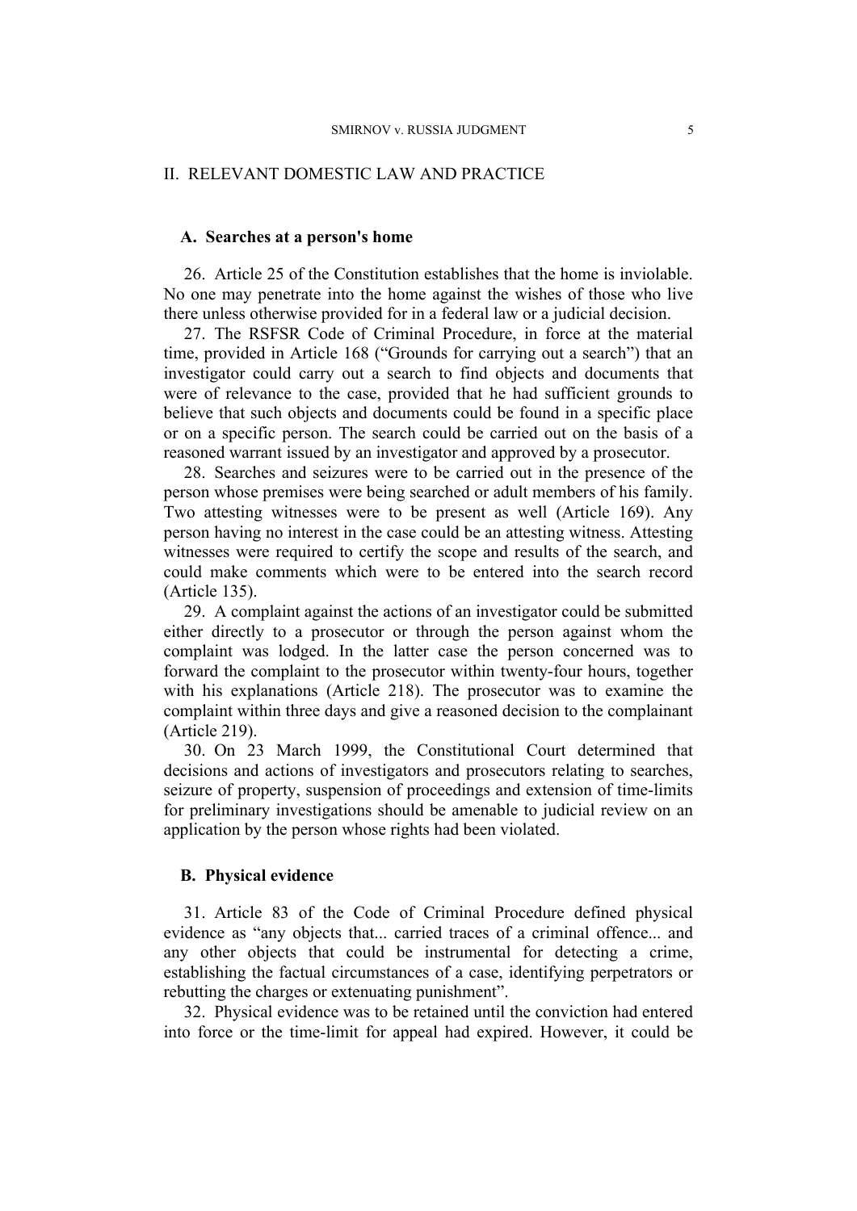## II. RELEVANT DOMESTIC LAW AND PRACTICE

### A. Searches at a person's home

26. Article 25 of the Constitution establishes that the home is inviolable. No one may penetrate into the home against the wishes of those who live there unless otherwise provided for in a federal law or a judicial decision.

27. The RSFSR Code of Criminal Procedure, in force at the material time, provided in Article 168 ("Grounds for carrying out a search") that an investigator could carry out a search to find objects and documents that were of relevance to the case, provided that he had sufficient grounds to believe that such objects and documents could be found in a specific place or on a specific person. The search could be carried out on the basis of a reasoned warrant issued by an investigator and approved by a prosecutor.

28. Searches and seizures were to be carried out in the presence of the person whose premises were being searched or adult members of his family. Two attesting witnesses were to be present as well (Article 169). Any person having no interest in the case could be an attesting witness. Attesting witnesses were required to certify the scope and results of the search, and could make comments which were to be entered into the search record (Article 135).

29. A complaint against the actions of an investigator could be submitted either directly to a prosecutor or through the person against whom the complaint was lodged. In the latter case the person concerned was to forward the complaint to the prosecutor within twenty-four hours, together with his explanations (Article 218). The prosecutor was to examine the complaint within three days and give a reasoned decision to the complainant (Article 219).

30. On 23 March 1999, the Constitutional Court determined that decisions and actions of investigators and prosecutors relating to searches, seizure of property, suspension of proceedings and extension of time-limits for preliminary investigations should be amenable to judicial review on an application by the person whose rights had been violated.

### B. Physical evidence

31. Article 83 of the Code of Criminal Procedure defined physical evidence as "any objects that... carried traces of a criminal offence... and any other objects that could be instrumental for detecting a crime, establishing the factual circumstances of a case, identifying perpetrators or rebutting the charges or extenuating punishment".

32. Physical evidence was to be retained until the conviction had entered into force or the time-limit for appeal had expired. However, it could be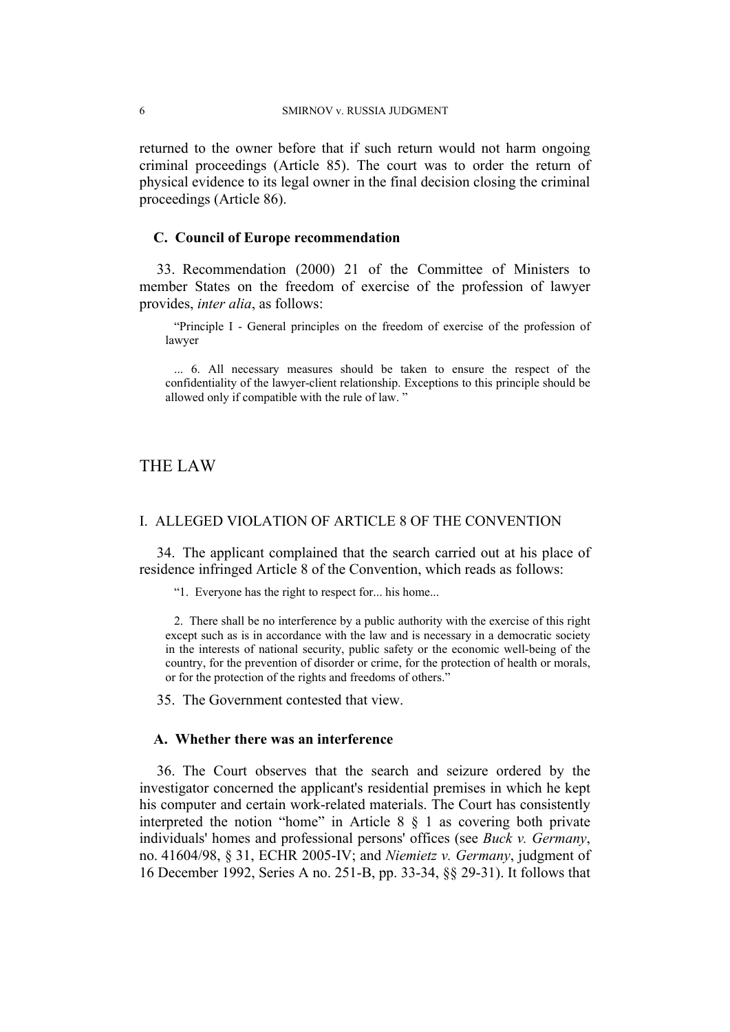returned to the owner before that if such return would not harm ongoing criminal proceedings (Article 85). The court was to order the return of physical evidence to its legal owner in the final decision closing the criminal proceedings (Article 86).

### C. Council of Europe recommendation

33. Recommendation (2000) 21 of the Committee of Ministers to member States on the freedom of exercise of the profession of lawyer provides, *inter alia*, as follows:

> "Principle I - General principles on the freedom of exercise of the profession of lawyer
>
> ... 6. All necessary measures should be taken to ensure the respect of the confidentiality of the lawyer-client relationship. Exceptions to this principle should be allowed only if compatible with the rule of law. "

# THE LAW

## I. ALLEGED VIOLATION OF ARTICLE 8 OF THE CONVENTION

34. The applicant complained that the search carried out at his place of residence infringed Article 8 of the Convention, which reads as follows:

> "1. Everyone has the right to respect for... his home...
>
> 2. There shall be no interference by a public authority with the exercise of this right except such as is in accordance with the law and is necessary in a democratic society in the interests of national security, public safety or the economic well-being of the country, for the prevention of disorder or crime, for the protection of health or morals, or for the protection of the rights and freedoms of others."

35. The Government contested that view.

### A. Whether there was an interference

36. The Court observes that the search and seizure ordered by the investigator concerned the applicant's residential premises in which he kept his computer and certain work-related materials. The Court has consistently interpreted the notion "home" in Article 8 § 1 as covering both private individuals' homes and professional persons' offices (see *Buck v. Germany*, no. 41604/98, § 31, ECHR 2005-IV; and *Niemietz v. Germany*, judgment of 16 December 1992, Series A no. 251-B, pp. 33-34, §§ 29-31). It follows that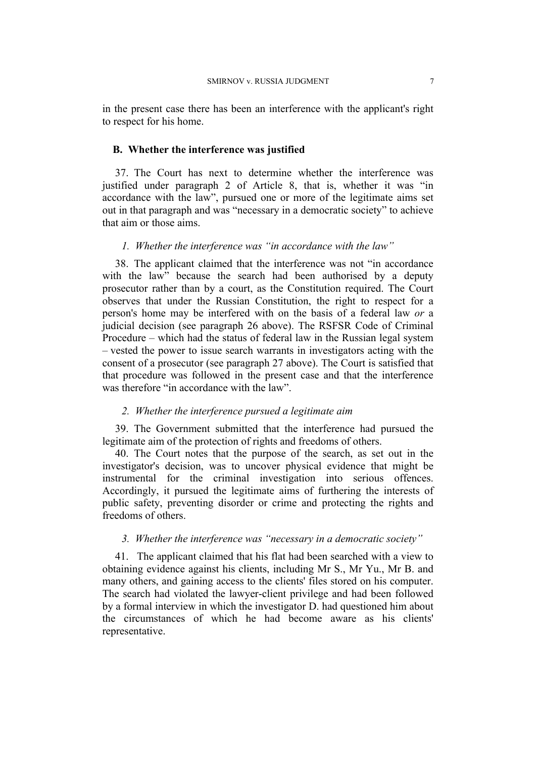in the present case there has been an interference with the applicant's right to respect for his home.

### B. Whether the interference was justified

37. The Court has next to determine whether the interference was justified under paragraph 2 of Article 8, that is, whether it was "in accordance with the law", pursued one or more of the legitimate aims set out in that paragraph and was "necessary in a democratic society" to achieve that aim or those aims.

#### *1. Whether the interference was "in accordance with the law"*

38. The applicant claimed that the interference was not "in accordance with the law" because the search had been authorised by a deputy prosecutor rather than by a court, as the Constitution required. The Court observes that under the Russian Constitution, the right to respect for a person's home may be interfered with on the basis of a federal law *or* a judicial decision (see paragraph 26 above). The RSFSR Code of Criminal Procedure – which had the status of federal law in the Russian legal system – vested the power to issue search warrants in investigators acting with the consent of a prosecutor (see paragraph 27 above). The Court is satisfied that that procedure was followed in the present case and that the interference was therefore "in accordance with the law".

#### *2. Whether the interference pursued a legitimate aim*

39. The Government submitted that the interference had pursued the legitimate aim of the protection of rights and freedoms of others.

40. The Court notes that the purpose of the search, as set out in the investigator's decision, was to uncover physical evidence that might be instrumental for the criminal investigation into serious offences. Accordingly, it pursued the legitimate aims of furthering the interests of public safety, preventing disorder or crime and protecting the rights and freedoms of others.

#### *3. Whether the interference was "necessary in a democratic society"*

41. The applicant claimed that his flat had been searched with a view to obtaining evidence against his clients, including Mr S., Mr Yu., Mr B. and many others, and gaining access to the clients' files stored on his computer. The search had violated the lawyer-client privilege and had been followed by a formal interview in which the investigator D. had questioned him about the circumstances of which he had become aware as his clients' representative.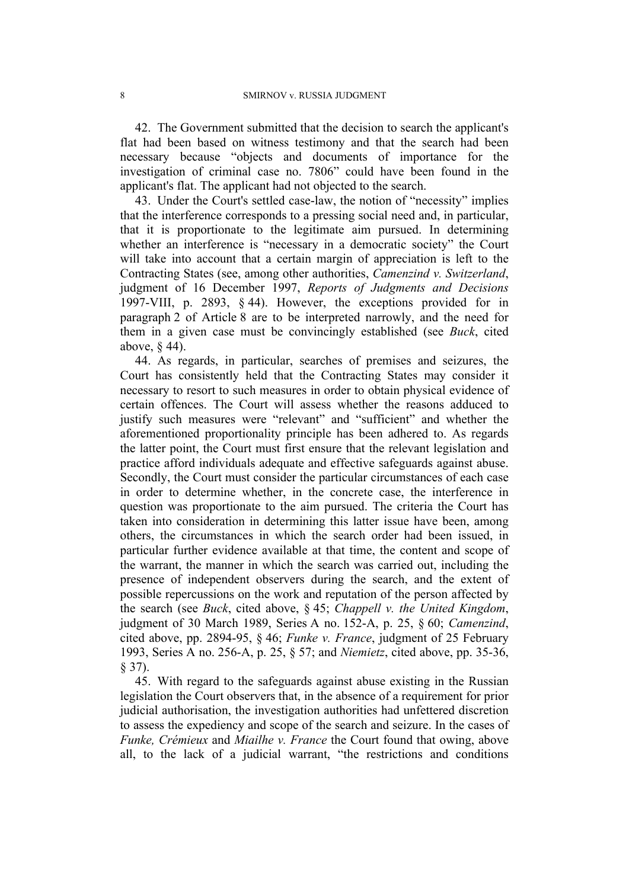42. The Government submitted that the decision to search the applicant's flat had been based on witness testimony and that the search had been necessary because "objects and documents of importance for the investigation of criminal case no. 7806" could have been found in the applicant's flat. The applicant had not objected to the search.

43. Under the Court's settled case-law, the notion of "necessity" implies that the interference corresponds to a pressing social need and, in particular, that it is proportionate to the legitimate aim pursued. In determining whether an interference is "necessary in a democratic society" the Court will take into account that a certain margin of appreciation is left to the Contracting States (see, among other authorities, *Camenzind v. Switzerland*, judgment of 16 December 1997, *Reports of Judgments and Decisions* 1997-VIII, p. 2893, § 44). However, the exceptions provided for in paragraph 2 of Article 8 are to be interpreted narrowly, and the need for them in a given case must be convincingly established (see *Buck*, cited above, § 44).

44. As regards, in particular, searches of premises and seizures, the Court has consistently held that the Contracting States may consider it necessary to resort to such measures in order to obtain physical evidence of certain offences. The Court will assess whether the reasons adduced to justify such measures were "relevant" and "sufficient" and whether the aforementioned proportionality principle has been adhered to. As regards the latter point, the Court must first ensure that the relevant legislation and practice afford individuals adequate and effective safeguards against abuse. Secondly, the Court must consider the particular circumstances of each case in order to determine whether, in the concrete case, the interference in question was proportionate to the aim pursued. The criteria the Court has taken into consideration in determining this latter issue have been, among others, the circumstances in which the search order had been issued, in particular further evidence available at that time, the content and scope of the warrant, the manner in which the search was carried out, including the presence of independent observers during the search, and the extent of possible repercussions on the work and reputation of the person affected by the search (see *Buck*, cited above, § 45; *Chappell v. the United Kingdom*, judgment of 30 March 1989, Series A no. 152-A, p. 25, § 60; *Camenzind*, cited above, pp. 2894-95, § 46; *Funke v. France*, judgment of 25 February 1993, Series A no. 256-A, p. 25, § 57; and *Niemietz*, cited above, pp. 35-36, § 37).

45. With regard to the safeguards against abuse existing in the Russian legislation the Court observers that, in the absence of a requirement for prior judicial authorisation, the investigation authorities had unfettered discretion to assess the expediency and scope of the search and seizure. In the cases of *Funke, Crémieux* and *Miailhe v. France* the Court found that owing, above all, to the lack of a judicial warrant, "the restrictions and conditions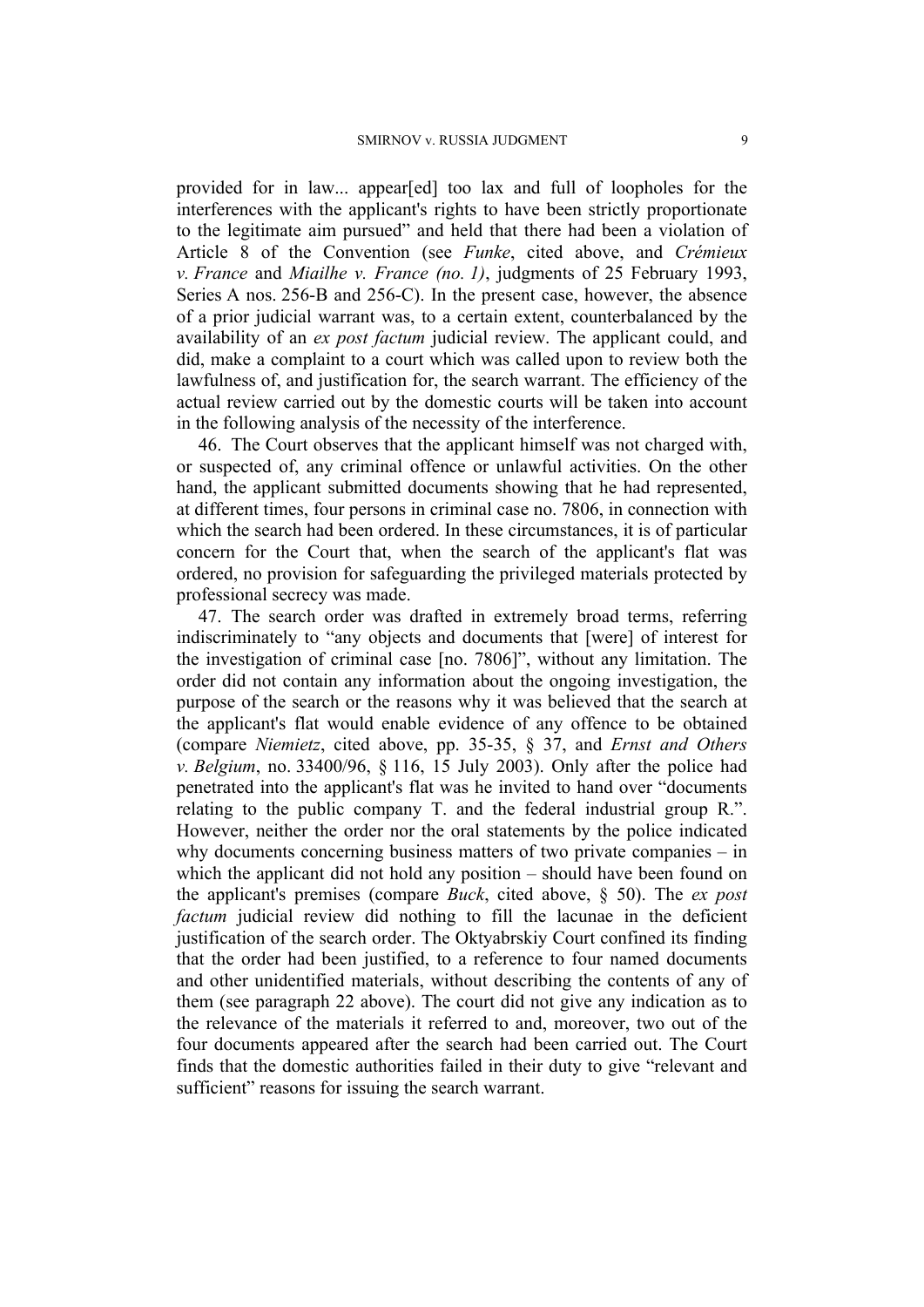provided for in law... appear[ed] too lax and full of loopholes for the interferences with the applicant's rights to have been strictly proportionate to the legitimate aim pursued" and held that there had been a violation of Article 8 of the Convention (see *Funke*, cited above, and *Crémieux v. France* and *Miailhe v. France (no. 1)*, judgments of 25 February 1993, Series A nos. 256-B and 256-C). In the present case, however, the absence of a prior judicial warrant was, to a certain extent, counterbalanced by the availability of an *ex post factum* judicial review. The applicant could, and did, make a complaint to a court which was called upon to review both the lawfulness of, and justification for, the search warrant. The efficiency of the actual review carried out by the domestic courts will be taken into account in the following analysis of the necessity of the interference.

46. The Court observes that the applicant himself was not charged with, or suspected of, any criminal offence or unlawful activities. On the other hand, the applicant submitted documents showing that he had represented, at different times, four persons in criminal case no. 7806, in connection with which the search had been ordered. In these circumstances, it is of particular concern for the Court that, when the search of the applicant's flat was ordered, no provision for safeguarding the privileged materials protected by professional secrecy was made.

47. The search order was drafted in extremely broad terms, referring indiscriminately to "any objects and documents that [were] of interest for the investigation of criminal case [no. 7806]", without any limitation. The order did not contain any information about the ongoing investigation, the purpose of the search or the reasons why it was believed that the search at the applicant's flat would enable evidence of any offence to be obtained (compare *Niemietz*, cited above, pp. 35-35, § 37, and *Ernst and Others v. Belgium*, no. 33400/96, § 116, 15 July 2003). Only after the police had penetrated into the applicant's flat was he invited to hand over "documents relating to the public company T. and the federal industrial group R.". However, neither the order nor the oral statements by the police indicated why documents concerning business matters of two private companies – in which the applicant did not hold any position – should have been found on the applicant's premises (compare *Buck*, cited above, § 50). The *ex post factum* judicial review did nothing to fill the lacunae in the deficient justification of the search order. The Oktyabrskiy Court confined its finding that the order had been justified, to a reference to four named documents and other unidentified materials, without describing the contents of any of them (see paragraph 22 above). The court did not give any indication as to the relevance of the materials it referred to and, moreover, two out of the four documents appeared after the search had been carried out. The Court finds that the domestic authorities failed in their duty to give "relevant and sufficient" reasons for issuing the search warrant.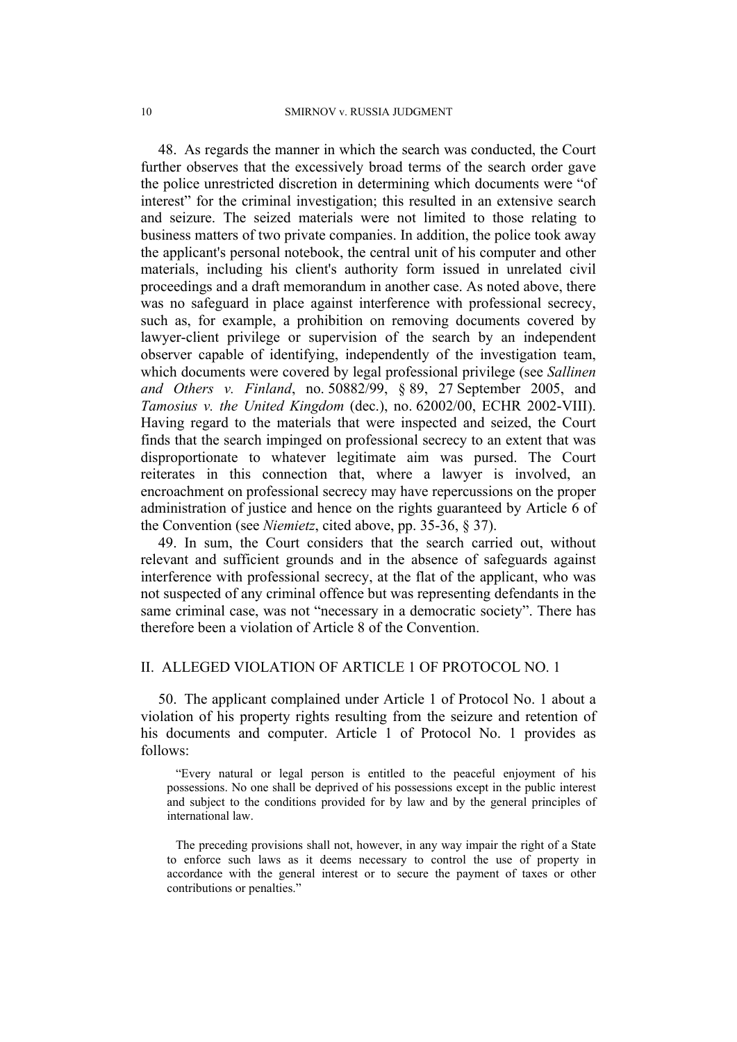48. As regards the manner in which the search was conducted, the Court further observes that the excessively broad terms of the search order gave the police unrestricted discretion in determining which documents were "of interest" for the criminal investigation; this resulted in an extensive search and seizure. The seized materials were not limited to those relating to business matters of two private companies. In addition, the police took away the applicant's personal notebook, the central unit of his computer and other materials, including his client's authority form issued in unrelated civil proceedings and a draft memorandum in another case. As noted above, there was no safeguard in place against interference with professional secrecy, such as, for example, a prohibition on removing documents covered by lawyer-client privilege or supervision of the search by an independent observer capable of identifying, independently of the investigation team, which documents were covered by legal professional privilege (see *Sallinen and Others v. Finland*, no. 50882/99, § 89, 27 September 2005, and *Tamosius v. the United Kingdom* (dec.), no. 62002/00, ECHR 2002-VIII). Having regard to the materials that were inspected and seized, the Court finds that the search impinged on professional secrecy to an extent that was disproportionate to whatever legitimate aim was pursed. The Court reiterates in this connection that, where a lawyer is involved, an encroachment on professional secrecy may have repercussions on the proper administration of justice and hence on the rights guaranteed by Article 6 of the Convention (see *Niemietz*, cited above, pp. 35-36, § 37).

49. In sum, the Court considers that the search carried out, without relevant and sufficient grounds and in the absence of safeguards against interference with professional secrecy, at the flat of the applicant, who was not suspected of any criminal offence but was representing defendants in the same criminal case, was not "necessary in a democratic society". There has therefore been a violation of Article 8 of the Convention.

## II. ALLEGED VIOLATION OF ARTICLE 1 OF PROTOCOL NO. 1

50. The applicant complained under Article 1 of Protocol No. 1 about a violation of his property rights resulting from the seizure and retention of his documents and computer. Article 1 of Protocol No. 1 provides as follows:

> "Every natural or legal person is entitled to the peaceful enjoyment of his possessions. No one shall be deprived of his possessions except in the public interest and subject to the conditions provided for by law and by the general principles of international law.
>
> The preceding provisions shall not, however, in any way impair the right of a State to enforce such laws as it deems necessary to control the use of property in accordance with the general interest or to secure the payment of taxes or other contributions or penalties."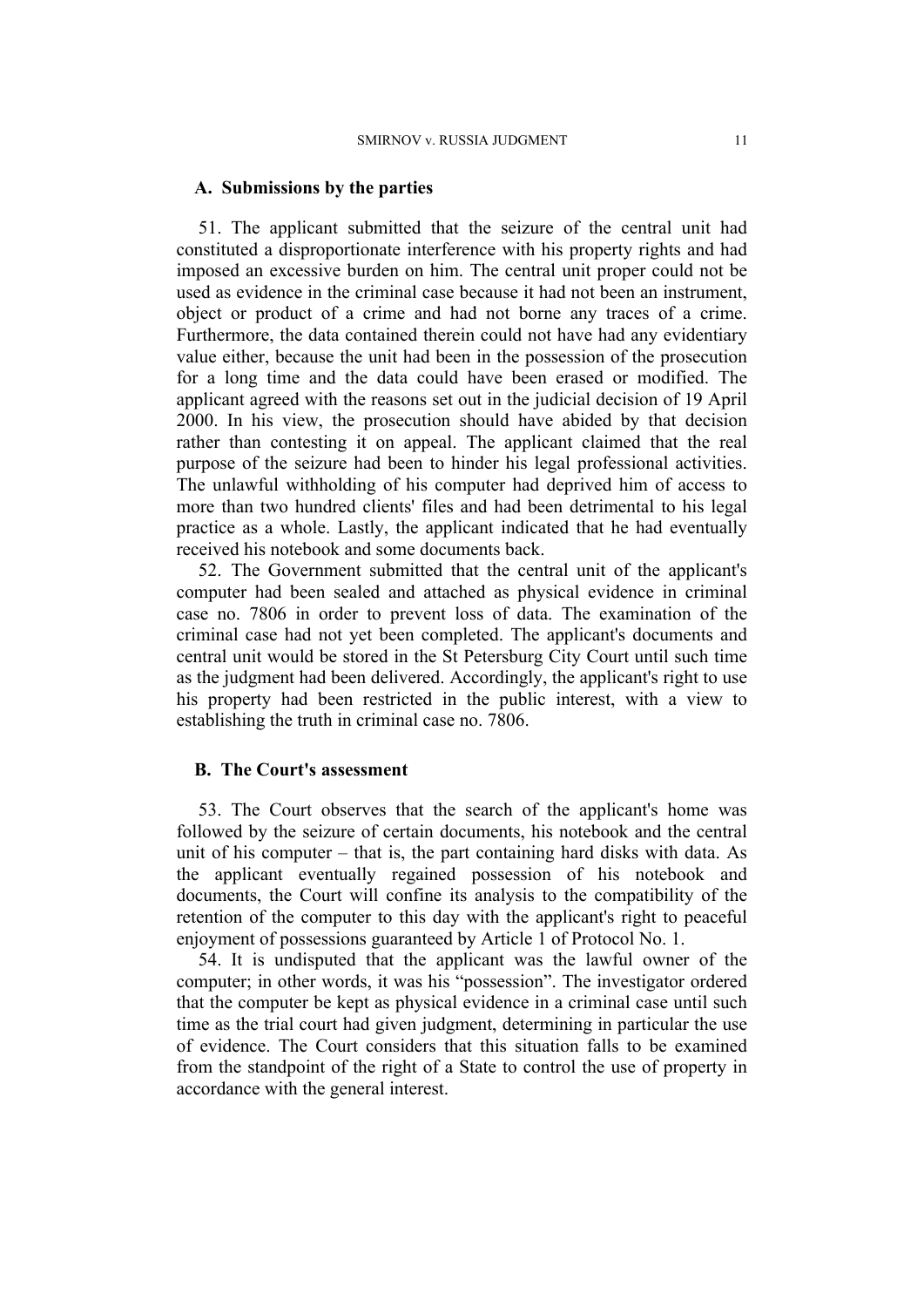### A. Submissions by the parties

51. The applicant submitted that the seizure of the central unit had constituted a disproportionate interference with his property rights and had imposed an excessive burden on him. The central unit proper could not be used as evidence in the criminal case because it had not been an instrument, object or product of a crime and had not borne any traces of a crime. Furthermore, the data contained therein could not have had any evidentiary value either, because the unit had been in the possession of the prosecution for a long time and the data could have been erased or modified. The applicant agreed with the reasons set out in the judicial decision of 19 April 2000. In his view, the prosecution should have abided by that decision rather than contesting it on appeal. The applicant claimed that the real purpose of the seizure had been to hinder his legal professional activities. The unlawful withholding of his computer had deprived him of access to more than two hundred clients' files and had been detrimental to his legal practice as a whole. Lastly, the applicant indicated that he had eventually received his notebook and some documents back.

52. The Government submitted that the central unit of the applicant's computer had been sealed and attached as physical evidence in criminal case no. 7806 in order to prevent loss of data. The examination of the criminal case had not yet been completed. The applicant's documents and central unit would be stored in the St Petersburg City Court until such time as the judgment had been delivered. Accordingly, the applicant's right to use his property had been restricted in the public interest, with a view to establishing the truth in criminal case no. 7806.

### B. The Court's assessment

53. The Court observes that the search of the applicant's home was followed by the seizure of certain documents, his notebook and the central unit of his computer – that is, the part containing hard disks with data. As the applicant eventually regained possession of his notebook and documents, the Court will confine its analysis to the compatibility of the retention of the computer to this day with the applicant's right to peaceful enjoyment of possessions guaranteed by Article 1 of Protocol No. 1.

54. It is undisputed that the applicant was the lawful owner of the computer; in other words, it was his "possession". The investigator ordered that the computer be kept as physical evidence in a criminal case until such time as the trial court had given judgment, determining in particular the use of evidence. The Court considers that this situation falls to be examined from the standpoint of the right of a State to control the use of property in accordance with the general interest.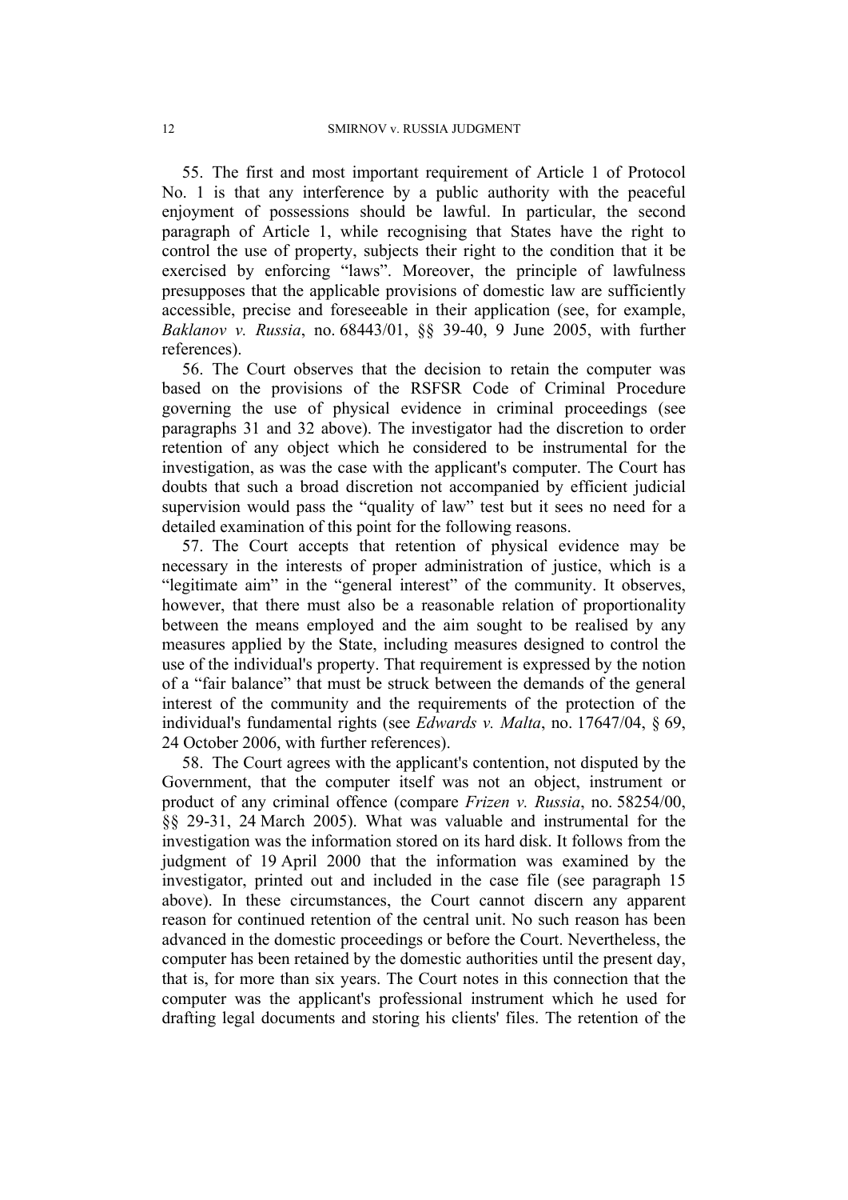55. The first and most important requirement of Article 1 of Protocol No. 1 is that any interference by a public authority with the peaceful enjoyment of possessions should be lawful. In particular, the second paragraph of Article 1, while recognising that States have the right to control the use of property, subjects their right to the condition that it be exercised by enforcing "laws". Moreover, the principle of lawfulness presupposes that the applicable provisions of domestic law are sufficiently accessible, precise and foreseeable in their application (see, for example, *Baklanov v. Russia*, no. 68443/01, §§ 39-40, 9 June 2005, with further references).

56. The Court observes that the decision to retain the computer was based on the provisions of the RSFSR Code of Criminal Procedure governing the use of physical evidence in criminal proceedings (see paragraphs 31 and 32 above). The investigator had the discretion to order retention of any object which he considered to be instrumental for the investigation, as was the case with the applicant's computer. The Court has doubts that such a broad discretion not accompanied by efficient judicial supervision would pass the "quality of law" test but it sees no need for a detailed examination of this point for the following reasons.

57. The Court accepts that retention of physical evidence may be necessary in the interests of proper administration of justice, which is a "legitimate aim" in the "general interest" of the community. It observes, however, that there must also be a reasonable relation of proportionality between the means employed and the aim sought to be realised by any measures applied by the State, including measures designed to control the use of the individual's property. That requirement is expressed by the notion of a "fair balance" that must be struck between the demands of the general interest of the community and the requirements of the protection of the individual's fundamental rights (see *Edwards v. Malta*, no. 17647/04, § 69, 24 October 2006, with further references).

58. The Court agrees with the applicant's contention, not disputed by the Government, that the computer itself was not an object, instrument or product of any criminal offence (compare *Frizen v. Russia*, no. 58254/00, §§ 29-31, 24 March 2005). What was valuable and instrumental for the investigation was the information stored on its hard disk. It follows from the judgment of 19 April 2000 that the information was examined by the investigator, printed out and included in the case file (see paragraph 15 above). In these circumstances, the Court cannot discern any apparent reason for continued retention of the central unit. No such reason has been advanced in the domestic proceedings or before the Court. Nevertheless, the computer has been retained by the domestic authorities until the present day, that is, for more than six years. The Court notes in this connection that the computer was the applicant's professional instrument which he used for drafting legal documents and storing his clients' files. The retention of the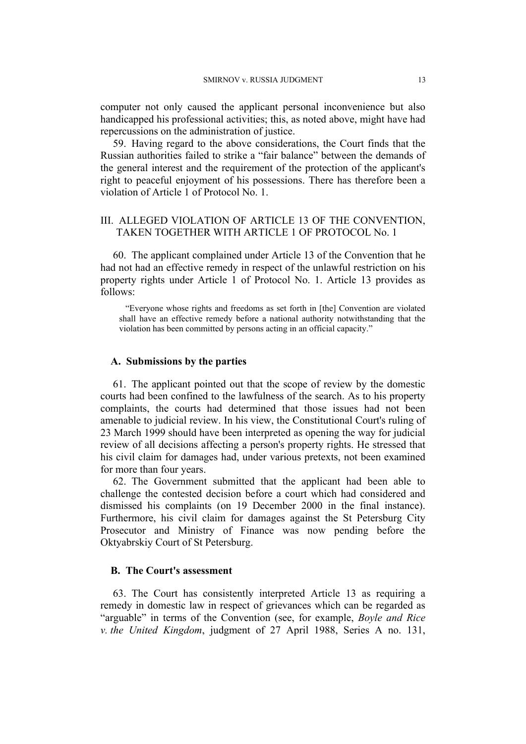computer not only caused the applicant personal inconvenience but also handicapped his professional activities; this, as noted above, might have had repercussions on the administration of justice.

59. Having regard to the above considerations, the Court finds that the Russian authorities failed to strike a "fair balance" between the demands of the general interest and the requirement of the protection of the applicant's right to peaceful enjoyment of his possessions. There has therefore been a violation of Article 1 of Protocol No. 1.

## III. ALLEGED VIOLATION OF ARTICLE 13 OF THE CONVENTION, TAKEN TOGETHER WITH ARTICLE 1 OF PROTOCOL No. 1

60. The applicant complained under Article 13 of the Convention that he had not had an effective remedy in respect of the unlawful restriction on his property rights under Article 1 of Protocol No. 1. Article 13 provides as follows:

> "Everyone whose rights and freedoms as set forth in [the] Convention are violated shall have an effective remedy before a national authority notwithstanding that the violation has been committed by persons acting in an official capacity."

### A. Submissions by the parties

61. The applicant pointed out that the scope of review by the domestic courts had been confined to the lawfulness of the search. As to his property complaints, the courts had determined that those issues had not been amenable to judicial review. In his view, the Constitutional Court's ruling of 23 March 1999 should have been interpreted as opening the way for judicial review of all decisions affecting a person's property rights. He stressed that his civil claim for damages had, under various pretexts, not been examined for more than four years.

62. The Government submitted that the applicant had been able to challenge the contested decision before a court which had considered and dismissed his complaints (on 19 December 2000 in the final instance). Furthermore, his civil claim for damages against the St Petersburg City Prosecutor and Ministry of Finance was now pending before the Oktyabrskiy Court of St Petersburg.

### B. The Court's assessment

63. The Court has consistently interpreted Article 13 as requiring a remedy in domestic law in respect of grievances which can be regarded as "arguable" in terms of the Convention (see, for example, *Boyle and Rice v. the United Kingdom*, judgment of 27 April 1988, Series A no. 131,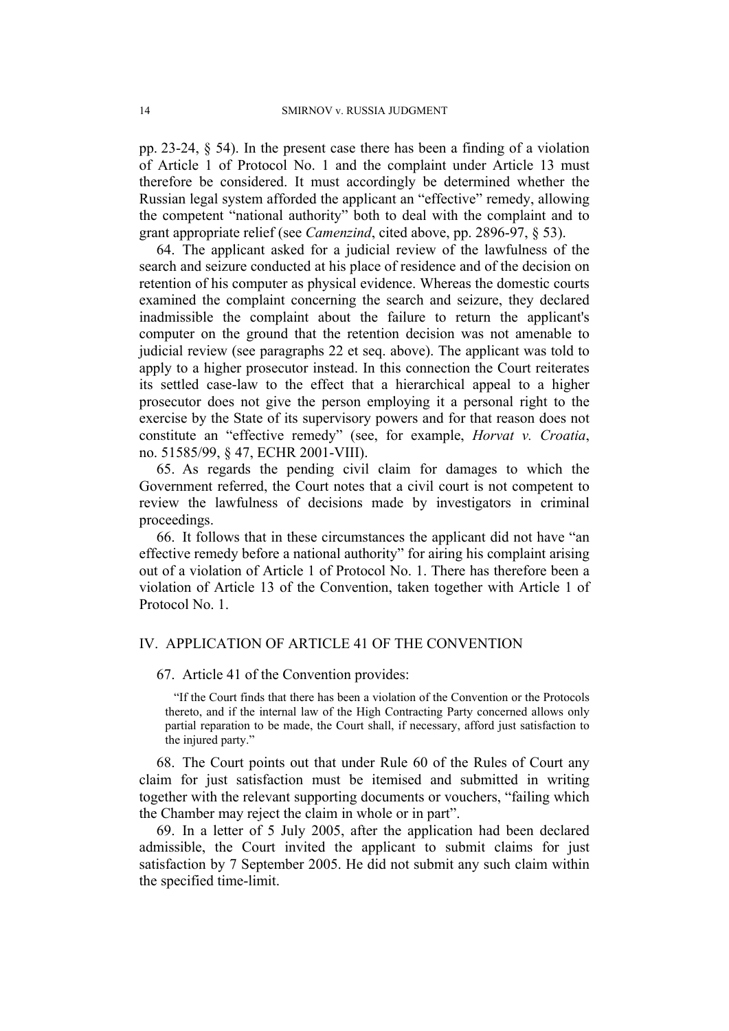pp. 23-24, § 54). In the present case there has been a finding of a violation of Article 1 of Protocol No. 1 and the complaint under Article 13 must therefore be considered. It must accordingly be determined whether the Russian legal system afforded the applicant an "effective" remedy, allowing the competent "national authority" both to deal with the complaint and to grant appropriate relief (see *Camenzind*, cited above, pp. 2896-97, § 53).

64. The applicant asked for a judicial review of the lawfulness of the search and seizure conducted at his place of residence and of the decision on retention of his computer as physical evidence. Whereas the domestic courts examined the complaint concerning the search and seizure, they declared inadmissible the complaint about the failure to return the applicant's computer on the ground that the retention decision was not amenable to judicial review (see paragraphs 22 et seq. above). The applicant was told to apply to a higher prosecutor instead. In this connection the Court reiterates its settled case-law to the effect that a hierarchical appeal to a higher prosecutor does not give the person employing it a personal right to the exercise by the State of its supervisory powers and for that reason does not constitute an "effective remedy" (see, for example, *Horvat v. Croatia*, no. 51585/99, § 47, ECHR 2001-VIII).

65. As regards the pending civil claim for damages to which the Government referred, the Court notes that a civil court is not competent to review the lawfulness of decisions made by investigators in criminal proceedings.

66. It follows that in these circumstances the applicant did not have "an effective remedy before a national authority" for airing his complaint arising out of a violation of Article 1 of Protocol No. 1. There has therefore been a violation of Article 13 of the Convention, taken together with Article 1 of Protocol No. 1.

## IV. APPLICATION OF ARTICLE 41 OF THE CONVENTION

67. Article 41 of the Convention provides:

> "If the Court finds that there has been a violation of the Convention or the Protocols thereto, and if the internal law of the High Contracting Party concerned allows only partial reparation to be made, the Court shall, if necessary, afford just satisfaction to the injured party."

68. The Court points out that under Rule 60 of the Rules of Court any claim for just satisfaction must be itemised and submitted in writing together with the relevant supporting documents or vouchers, "failing which the Chamber may reject the claim in whole or in part".

69. In a letter of 5 July 2005, after the application had been declared admissible, the Court invited the applicant to submit claims for just satisfaction by 7 September 2005. He did not submit any such claim within the specified time-limit.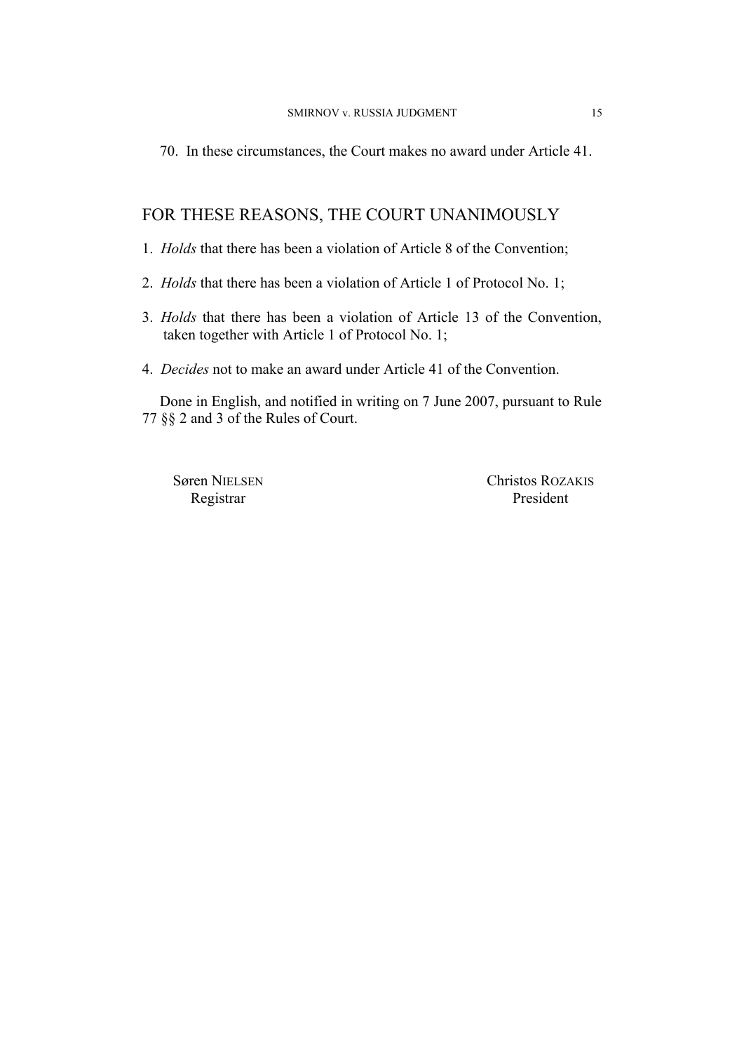70. In these circumstances, the Court makes no award under Article 41.

## FOR THESE REASONS, THE COURT UNANIMOUSLY

1. *Holds* that there has been a violation of Article 8 of the Convention;

2. *Holds* that there has been a violation of Article 1 of Protocol No. 1;

3. *Holds* that there has been a violation of Article 13 of the Convention, taken together with Article 1 of Protocol No. 1;

4. *Decides* not to make an award under Article 41 of the Convention.

Done in English, and notified in writing on 7 June 2007, pursuant to Rule 77 §§ 2 and 3 of the Rules of Court.

Søren NIELSEN
Registrar

Christos ROZAKIS
President